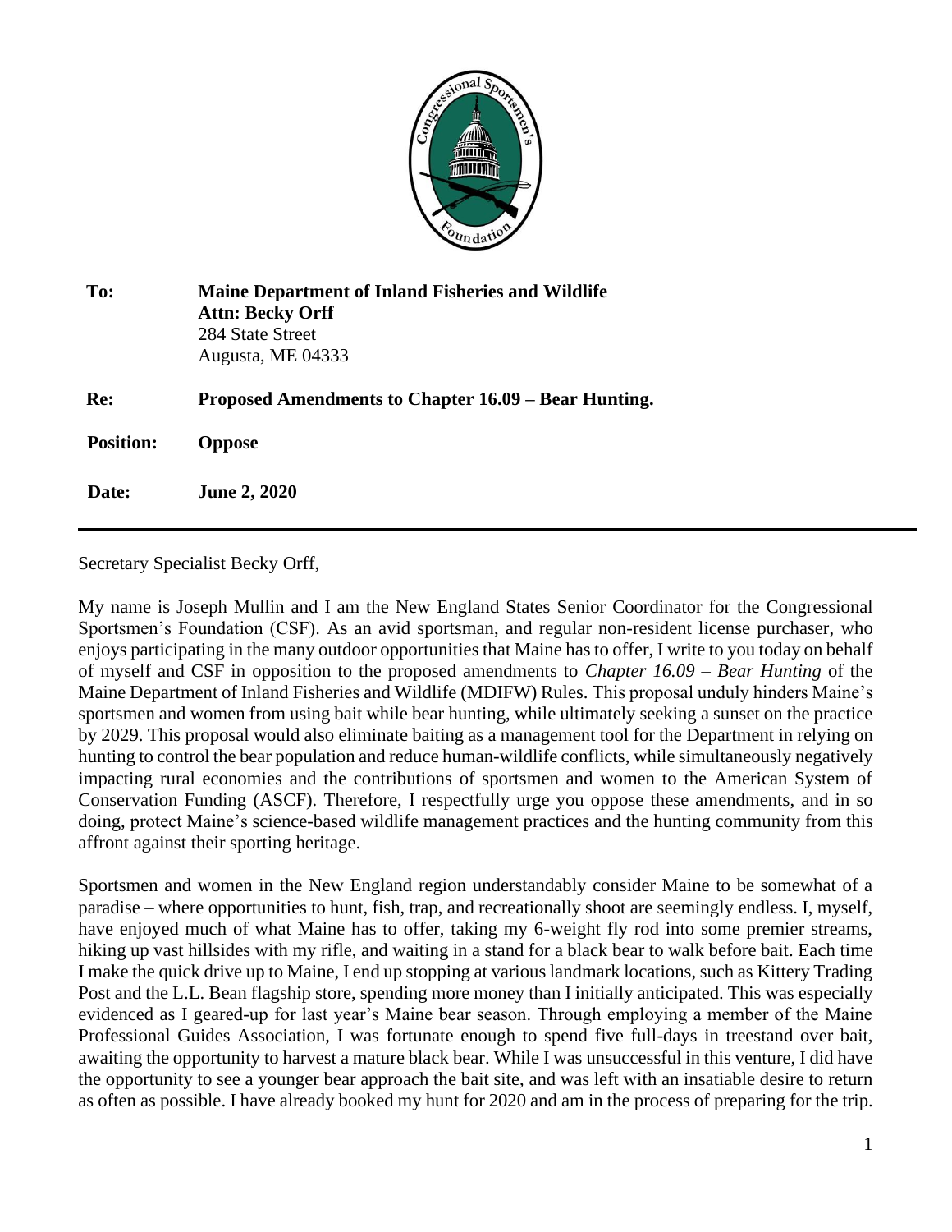| | |
|---|---|
| **To:** | **Maine Department of Inland Fisheries and Wildlife**<br>**Attn: Becky Orff**<br>284 State Street<br>Augusta, ME 04333 |
| **Re:** | **Proposed Amendments to Chapter 16.09 – Bear Hunting.** |
| **Position:** | **Oppose** |
| **Date:** | **June 2, 2020** |

---

Secretary Specialist Becky Orff,

My name is Joseph Mullin and I am the New England States Senior Coordinator for the Congressional Sportsmen's Foundation (CSF). As an avid sportsman, and regular non-resident license purchaser, who enjoys participating in the many outdoor opportunities that Maine has to offer, I write to you today on behalf of myself and CSF in opposition to the proposed amendments to *Chapter 16.09 – Bear Hunting* of the Maine Department of Inland Fisheries and Wildlife (MDIFW) Rules. This proposal unduly hinders Maine's sportsmen and women from using bait while bear hunting, while ultimately seeking a sunset on the practice by 2029. This proposal would also eliminate baiting as a management tool for the Department in relying on hunting to control the bear population and reduce human-wildlife conflicts, while simultaneously negatively impacting rural economies and the contributions of sportsmen and women to the American System of Conservation Funding (ASCF). Therefore, I respectfully urge you oppose these amendments, and in so doing, protect Maine's science-based wildlife management practices and the hunting community from this affront against their sporting heritage.

Sportsmen and women in the New England region understandably consider Maine to be somewhat of a paradise – where opportunities to hunt, fish, trap, and recreationally shoot are seemingly endless. I, myself, have enjoyed much of what Maine has to offer, taking my 6-weight fly rod into some premier streams, hiking up vast hillsides with my rifle, and waiting in a stand for a black bear to walk before bait. Each time I make the quick drive up to Maine, I end up stopping at various landmark locations, such as Kittery Trading Post and the L.L. Bean flagship store, spending more money than I initially anticipated. This was especially evidenced as I geared-up for last year's Maine bear season. Through employing a member of the Maine Professional Guides Association, I was fortunate enough to spend five full-days in treestand over bait, awaiting the opportunity to harvest a mature black bear. While I was unsuccessful in this venture, I did have the opportunity to see a younger bear approach the bait site, and was left with an insatiable desire to return as often as possible. I have already booked my hunt for 2020 and am in the process of preparing for the trip.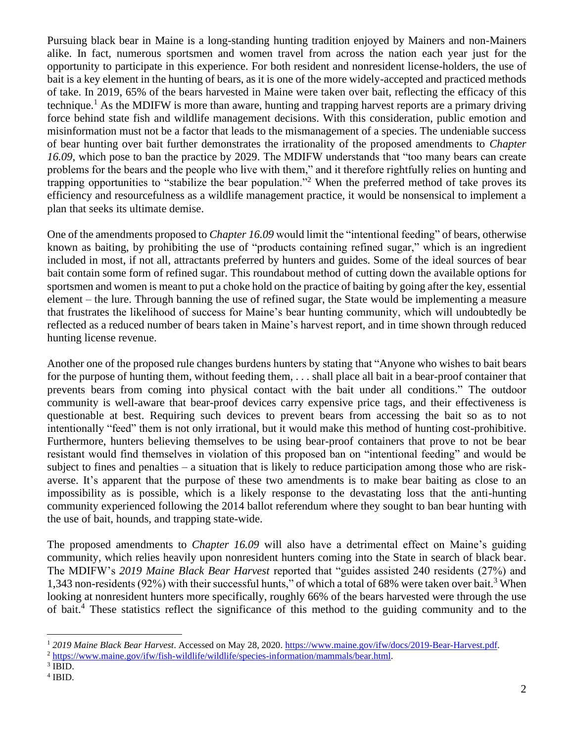Pursuing black bear in Maine is a long-standing hunting tradition enjoyed by Mainers and non-Mainers alike. In fact, numerous sportsmen and women travel from across the nation each year just for the opportunity to participate in this experience. For both resident and nonresident license-holders, the use of bait is a key element in the hunting of bears, as it is one of the more widely-accepted and practiced methods of take. In 2019, 65% of the bears harvested in Maine were taken over bait, reflecting the efficacy of this technique.[1] As the MDIFW is more than aware, hunting and trapping harvest reports are a primary driving force behind state fish and wildlife management decisions. With this consideration, public emotion and misinformation must not be a factor that leads to the mismanagement of a species. The undeniable success of bear hunting over bait further demonstrates the irrationality of the proposed amendments to *Chapter 16.09*, which pose to ban the practice by 2029. The MDIFW understands that "too many bears can create problems for the bears and the people who live with them," and it therefore rightfully relies on hunting and trapping opportunities to "stabilize the bear population."[2] When the preferred method of take proves its efficiency and resourcefulness as a wildlife management practice, it would be nonsensical to implement a plan that seeks its ultimate demise.

One of the amendments proposed to *Chapter 16.09* would limit the "intentional feeding" of bears, otherwise known as baiting, by prohibiting the use of "products containing refined sugar," which is an ingredient included in most, if not all, attractants preferred by hunters and guides. Some of the ideal sources of bear bait contain some form of refined sugar. This roundabout method of cutting down the available options for sportsmen and women is meant to put a choke hold on the practice of baiting by going after the key, essential element – the lure. Through banning the use of refined sugar, the State would be implementing a measure that frustrates the likelihood of success for Maine's bear hunting community, which will undoubtedly be reflected as a reduced number of bears taken in Maine's harvest report, and in time shown through reduced hunting license revenue.

Another one of the proposed rule changes burdens hunters by stating that "Anyone who wishes to bait bears for the purpose of hunting them, without feeding them, . . . shall place all bait in a bear-proof container that prevents bears from coming into physical contact with the bait under all conditions." The outdoor community is well-aware that bear-proof devices carry expensive price tags, and their effectiveness is questionable at best. Requiring such devices to prevent bears from accessing the bait so as to not intentionally "feed" them is not only irrational, but it would make this method of hunting cost-prohibitive. Furthermore, hunters believing themselves to be using bear-proof containers that prove to not be bear resistant would find themselves in violation of this proposed ban on "intentional feeding" and would be subject to fines and penalties – a situation that is likely to reduce participation among those who are risk-averse. It's apparent that the purpose of these two amendments is to make bear baiting as close to an impossibility as is possible, which is a likely response to the devastating loss that the anti-hunting community experienced following the 2014 ballot referendum where they sought to ban bear hunting with the use of bait, hounds, and trapping state-wide.

The proposed amendments to *Chapter 16.09* will also have a detrimental effect on Maine's guiding community, which relies heavily upon nonresident hunters coming into the State in search of black bear. The MDIFW's *2019 Maine Black Bear Harvest* reported that "guides assisted 240 residents (27%) and 1,343 non-residents (92%) with their successful hunts," of which a total of 68% were taken over bait.[3] When looking at nonresident hunters more specifically, roughly 66% of the bears harvested were through the use of bait.[4] These statistics reflect the significance of this method to the guiding community and to the

---

[1] *2019 Maine Black Bear Harvest*. Accessed on May 28, 2020. https://www.maine.gov/ifw/docs/2019-Bear-Harvest.pdf.

[2] https://www.maine.gov/ifw/fish-wildlife/wildlife/species-information/mammals/bear.html.

[3] IBID.

[4] IBID.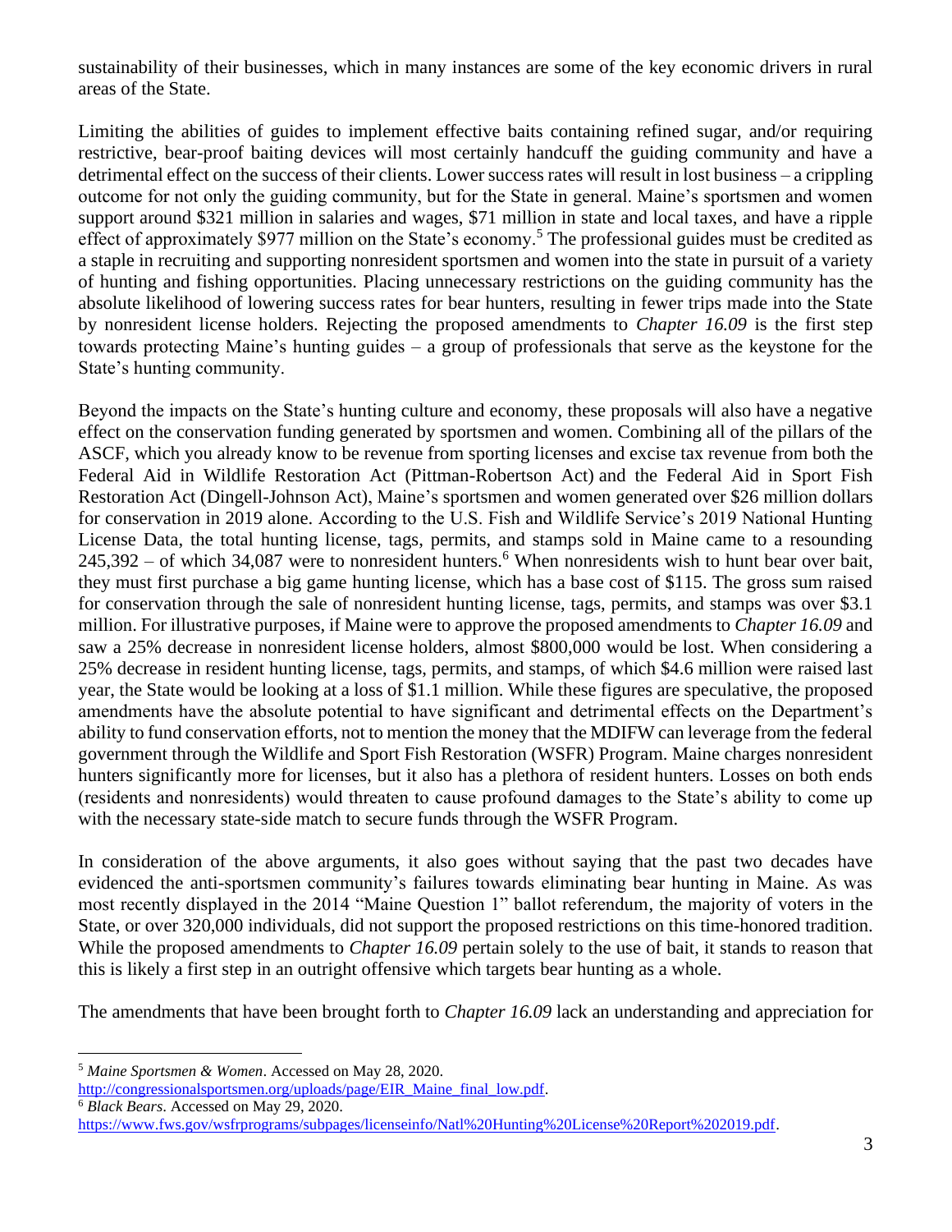sustainability of their businesses, which in many instances are some of the key economic drivers in rural areas of the State.

Limiting the abilities of guides to implement effective baits containing refined sugar, and/or requiring restrictive, bear-proof baiting devices will most certainly handcuff the guiding community and have a detrimental effect on the success of their clients. Lower success rates will result in lost business – a crippling outcome for not only the guiding community, but for the State in general. Maine's sportsmen and women support around $321 million in salaries and wages, $71 million in state and local taxes, and have a ripple effect of approximately $977 million on the State's economy.[5] The professional guides must be credited as a staple in recruiting and supporting nonresident sportsmen and women into the state in pursuit of a variety of hunting and fishing opportunities. Placing unnecessary restrictions on the guiding community has the absolute likelihood of lowering success rates for bear hunters, resulting in fewer trips made into the State by nonresident license holders. Rejecting the proposed amendments to *Chapter 16.09* is the first step towards protecting Maine's hunting guides – a group of professionals that serve as the keystone for the State's hunting community.

Beyond the impacts on the State's hunting culture and economy, these proposals will also have a negative effect on the conservation funding generated by sportsmen and women. Combining all of the pillars of the ASCF, which you already know to be revenue from sporting licenses and excise tax revenue from both the Federal Aid in Wildlife Restoration Act (Pittman-Robertson Act) and the Federal Aid in Sport Fish Restoration Act (Dingell-Johnson Act), Maine's sportsmen and women generated over $26 million dollars for conservation in 2019 alone. According to the U.S. Fish and Wildlife Service's 2019 National Hunting License Data, the total hunting license, tags, permits, and stamps sold in Maine came to a resounding 245,392 – of which 34,087 were to nonresident hunters.[6] When nonresidents wish to hunt bear over bait, they must first purchase a big game hunting license, which has a base cost of $115. The gross sum raised for conservation through the sale of nonresident hunting license, tags, permits, and stamps was over $3.1 million. For illustrative purposes, if Maine were to approve the proposed amendments to *Chapter 16.09* and saw a 25% decrease in nonresident license holders, almost $800,000 would be lost. When considering a 25% decrease in resident hunting license, tags, permits, and stamps, of which $4.6 million were raised last year, the State would be looking at a loss of $1.1 million. While these figures are speculative, the proposed amendments have the absolute potential to have significant and detrimental effects on the Department's ability to fund conservation efforts, not to mention the money that the MDIFW can leverage from the federal government through the Wildlife and Sport Fish Restoration (WSFR) Program. Maine charges nonresident hunters significantly more for licenses, but it also has a plethora of resident hunters. Losses on both ends (residents and nonresidents) would threaten to cause profound damages to the State's ability to come up with the necessary state-side match to secure funds through the WSFR Program.

In consideration of the above arguments, it also goes without saying that the past two decades have evidenced the anti-sportsmen community's failures towards eliminating bear hunting in Maine. As was most recently displayed in the 2014 "Maine Question 1" ballot referendum, the majority of voters in the State, or over 320,000 individuals, did not support the proposed restrictions on this time-honored tradition. While the proposed amendments to *Chapter 16.09* pertain solely to the use of bait, it stands to reason that this is likely a first step in an outright offensive which targets bear hunting as a whole.

The amendments that have been brought forth to *Chapter 16.09* lack an understanding and appreciation for

---

[5] *Maine Sportsmen & Women*. Accessed on May 28, 2020. http://congressionalsportsmen.org/uploads/page/EIR_Maine_final_low.pdf.

[6] *Black Bears*. Accessed on May 29, 2020. https://www.fws.gov/wsfrprograms/subpages/licenseinfo/Natl%20Hunting%20License%20Report%202019.pdf.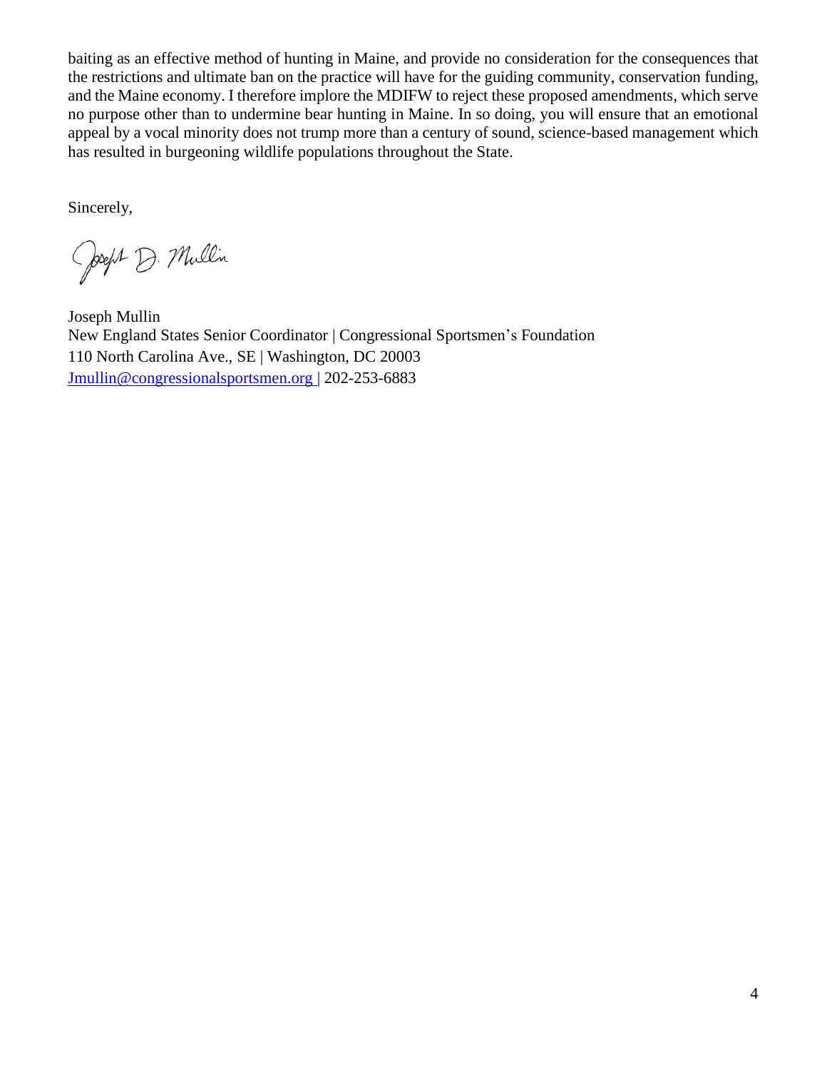baiting as an effective method of hunting in Maine, and provide no consideration for the consequences that the restrictions and ultimate ban on the practice will have for the guiding community, conservation funding, and the Maine economy. I therefore implore the MDIFW to reject these proposed amendments, which serve no purpose other than to undermine bear hunting in Maine. In so doing, you will ensure that an emotional appeal by a vocal minority does not trump more than a century of sound, science-based management which has resulted in burgeoning wildlife populations throughout the State.

Sincerely,

Joseph D. Mullin

Joseph Mullin  
New England States Senior Coordinator | Congressional Sportsmen's Foundation  
110 North Carolina Ave., SE | Washington, DC 20003  
[Jmullin@congressionalsportsmen.org](mailto:Jmullin@congressionalsportsmen.org) | 202-253-6883